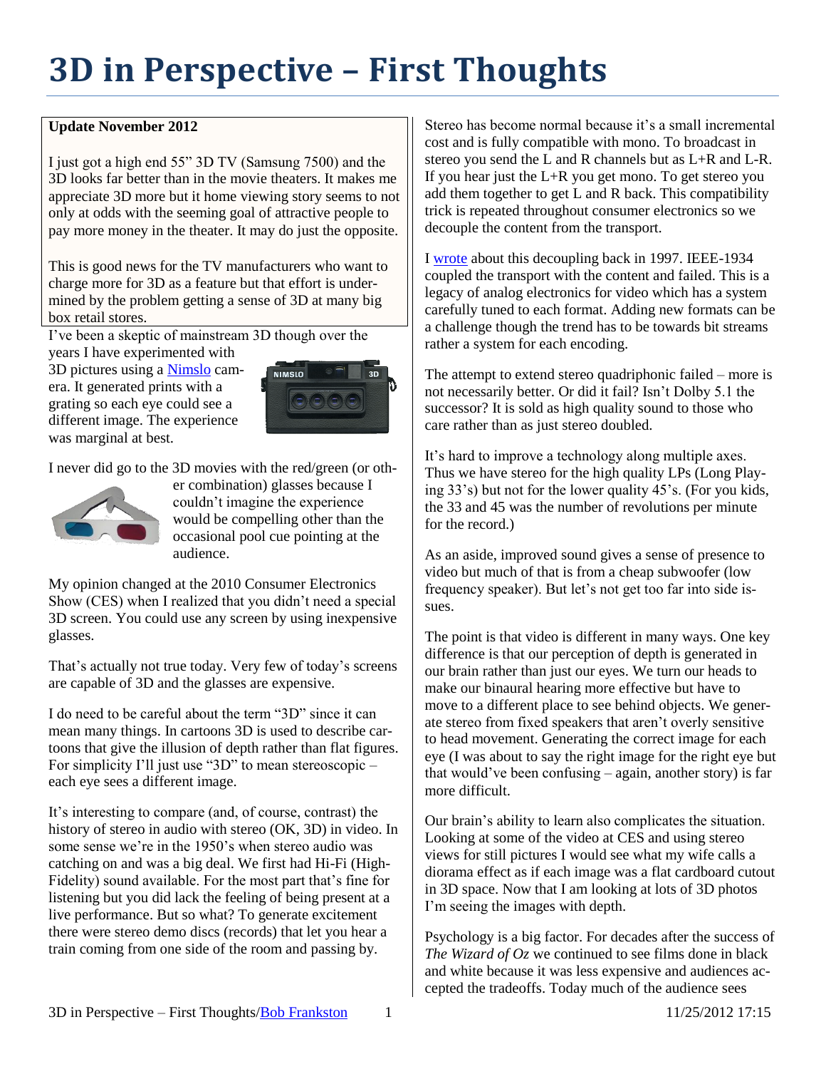# 3D in Perspective – First Thoughts

**Update November 2012**

I just got a high end 55" 3D TV (Samsung 7500) and the 3D looks far better than in the movie theaters. It makes me appreciate 3D more but it home viewing story seems to not only at odds with the seeming goal of attractive people to pay more money in the theater. It may do just the opposite.

This is good news for the TV manufacturers who want to charge more for 3D as a feature but that effort is undermined by the problem getting a sense of 3D at many big box retail stores.

I've been a skeptic of mainstream 3D though over the years I have experimented with 3D pictures using a Nimslo camera. It generated prints with a grating so each eye could see a different image. The experience was marginal at best.

I never did go to the 3D movies with the red/green (or other combination) glasses because I couldn't imagine the experience would be compelling other than the occasional pool cue pointing at the audience.

My opinion changed at the 2010 Consumer Electronics Show (CES) when I realized that you didn't need a special 3D screen. You could use any screen by using inexpensive glasses.

That's actually not true today. Very few of today's screens are capable of 3D and the glasses are expensive.

I do need to be careful about the term "3D" since it can mean many things. In cartoons 3D is used to describe cartoons that give the illusion of depth rather than flat figures. For simplicity I'll just use "3D" to mean stereoscopic – each eye sees a different image.

It's interesting to compare (and, of course, contrast) the history of stereo in audio with stereo (OK, 3D) in video. In some sense we're in the 1950's when stereo audio was catching on and was a big deal. We first had Hi-Fi (High-Fidelity) sound available. For the most part that's fine for listening but you did lack the feeling of being present at a live performance. But so what? To generate excitement there were stereo demo discs (records) that let you hear a train coming from one side of the room and passing by.

Stereo has become normal because it's a small incremental cost and is fully compatible with mono. To broadcast in stereo you send the L and R channels but as L+R and L-R. If you hear just the L+R you get mono. To get stereo you add them together to get L and R back. This compatibility trick is repeated throughout consumer electronics so we decouple the content from the transport.

I wrote about this decoupling back in 1997. IEEE-1934 coupled the transport with the content and failed. This is a legacy of analog electronics for video which has a system carefully tuned to each format. Adding new formats can be a challenge though the trend has to be towards bit streams rather a system for each encoding.

The attempt to extend stereo quadriphonic failed – more is not necessarily better. Or did it fail? Isn't Dolby 5.1 the successor? It is sold as high quality sound to those who care rather than as just stereo doubled.

It's hard to improve a technology along multiple axes. Thus we have stereo for the high quality LPs (Long Playing 33's) but not for the lower quality 45's. (For you kids, the 33 and 45 was the number of revolutions per minute for the record.)

As an aside, improved sound gives a sense of presence to video but much of that is from a cheap subwoofer (low frequency speaker). But let's not get too far into side issues.

The point is that video is different in many ways. One key difference is that our perception of depth is generated in our brain rather than just our eyes. We turn our heads to make our binaural hearing more effective but have to move to a different place to see behind objects. We generate stereo from fixed speakers that aren't overly sensitive to head movement. Generating the correct image for each eye (I was about to say the right image for the right eye but that would've been confusing – again, another story) is far more difficult.

Our brain's ability to learn also complicates the situation. Looking at some of the video at CES and using stereo views for still pictures I would see what my wife calls a diorama effect as if each image was a flat cardboard cutout in 3D space. Now that I am looking at lots of 3D photos I'm seeing the images with depth.

Psychology is a big factor. For decades after the success of *The Wizard of Oz* we continued to see films done in black and white because it was less expensive and audiences accepted the tradeoffs. Today much of the audience sees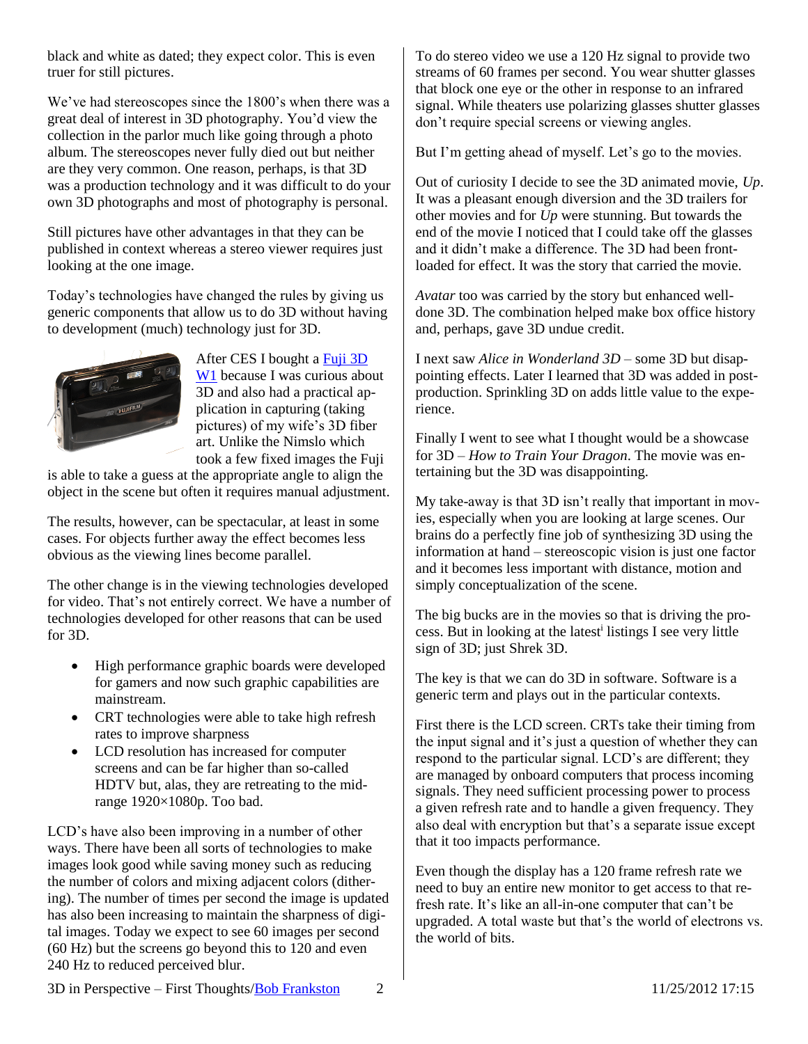black and white as dated; they expect color. This is even truer for still pictures.

We've had stereoscopes since the 1800's when there was a great deal of interest in 3D photography. You'd view the collection in the parlor much like going through a photo album. The stereoscopes never fully died out but neither are they very common. One reason, perhaps, is that 3D was a production technology and it was difficult to do your own 3D photographs and most of photography is personal.

Still pictures have other advantages in that they can be published in context whereas a stereo viewer requires just looking at the one image.

Today's technologies have changed the rules by giving us generic components that allow us to do 3D without having to development (much) technology just for 3D.

After CES I bought a Fuji 3D W1 because I was curious about 3D and also had a practical application in capturing (taking pictures) of my wife's 3D fiber art. Unlike the Nimslo which took a few fixed images the Fuji is able to take a guess at the appropriate angle to align the object in the scene but often it requires manual adjustment.

The results, however, can be spectacular, at least in some cases. For objects further away the effect becomes less obvious as the viewing lines become parallel.

The other change is in the viewing technologies developed for video. That's not entirely correct. We have a number of technologies developed for other reasons that can be used for 3D.

- High performance graphic boards were developed for gamers and now such graphic capabilities are mainstream.
- CRT technologies were able to take high refresh rates to improve sharpness
- LCD resolution has increased for computer screens and can be far higher than so-called HDTV but, alas, they are retreating to the mid-range 1920×1080p. Too bad.

LCD's have also been improving in a number of other ways. There have been all sorts of technologies to make images look good while saving money such as reducing the number of colors and mixing adjacent colors (dithering). The number of times per second the image is updated has also been increasing to maintain the sharpness of digital images. Today we expect to see 60 images per second (60 Hz) but the screens go beyond this to 120 and even 240 Hz to reduced perceived blur.

To do stereo video we use a 120 Hz signal to provide two streams of 60 frames per second. You wear shutter glasses that block one eye or the other in response to an infrared signal. While theaters use polarizing glasses shutter glasses don't require special screens or viewing angles.

But I'm getting ahead of myself. Let's go to the movies.

Out of curiosity I decide to see the 3D animated movie, *Up*. It was a pleasant enough diversion and the 3D trailers for other movies and for *Up* were stunning. But towards the end of the movie I noticed that I could take off the glasses and it didn't make a difference. The 3D had been front-loaded for effect. It was the story that carried the movie.

*Avatar* too was carried by the story but enhanced well-done 3D. The combination helped make box office history and, perhaps, gave 3D undue credit.

I next saw *Alice in Wonderland 3D* – some 3D but disappointing effects. Later I learned that 3D was added in post-production. Sprinkling 3D on adds little value to the experience.

Finally I went to see what I thought would be a showcase for 3D – *How to Train Your Dragon*. The movie was entertaining but the 3D was disappointing.

My take-away is that 3D isn't really that important in movies, especially when you are looking at large scenes. Our brains do a perfectly fine job of synthesizing 3D using the information at hand – stereoscopic vision is just one factor and it becomes less important with distance, motion and simply conceptualization of the scene.

The big bucks are in the movies so that is driving the process. But in looking at the latest[i] listings I see very little sign of 3D; just Shrek 3D.

The key is that we can do 3D in software. Software is a generic term and plays out in the particular contexts.

First there is the LCD screen. CRTs take their timing from the input signal and it's just a question of whether they can respond to the particular signal. LCD's are different; they are managed by onboard computers that process incoming signals. They need sufficient processing power to process a given refresh rate and to handle a given frequency. They also deal with encryption but that's a separate issue except that it too impacts performance.

Even though the display has a 120 frame refresh rate we need to buy an entire new monitor to get access to that refresh rate. It's like an all-in-one computer that can't be upgraded. A total waste but that's the world of electrons vs. the world of bits.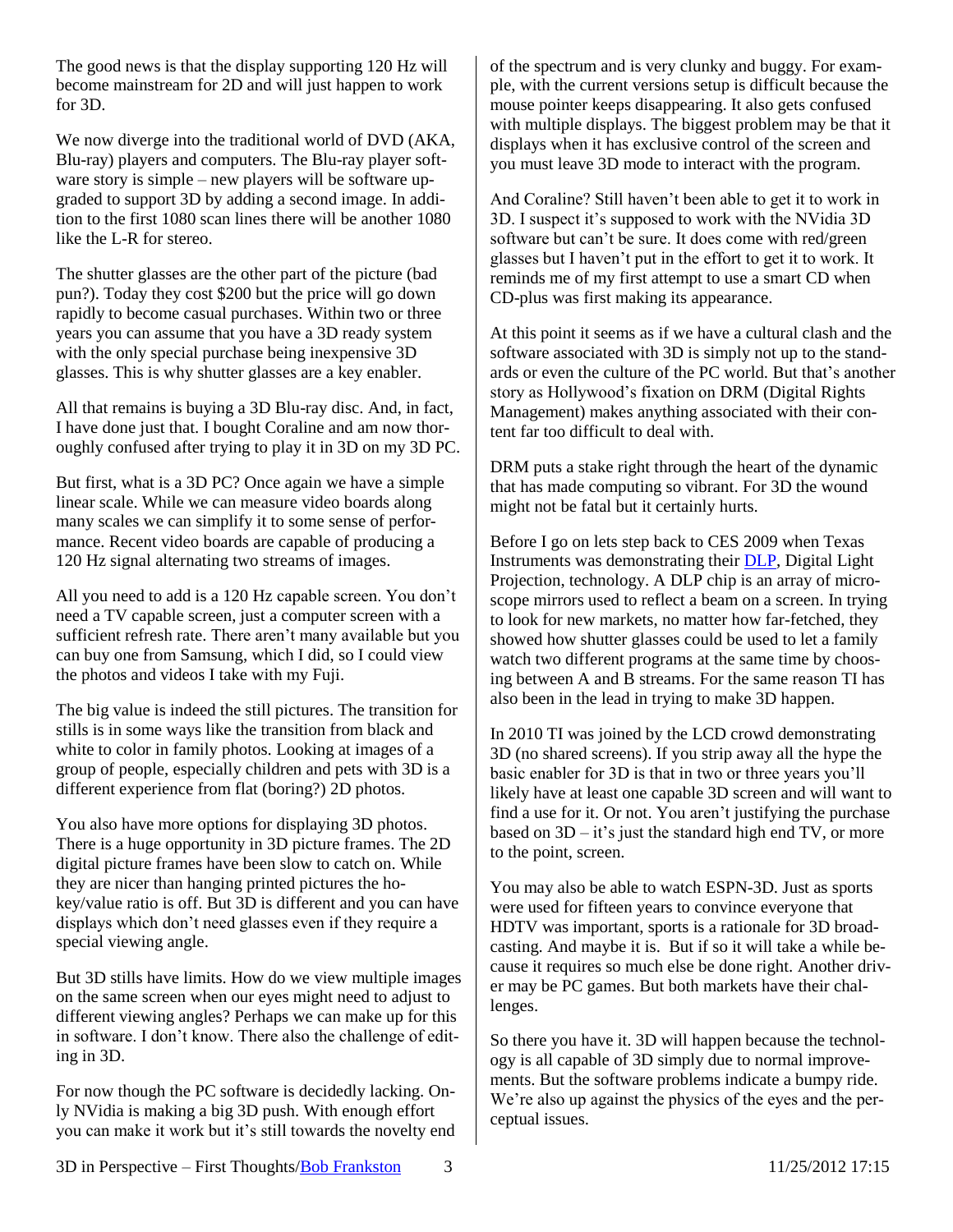The good news is that the display supporting 120 Hz will become mainstream for 2D and will just happen to work for 3D.

We now diverge into the traditional world of DVD (AKA, Blu-ray) players and computers. The Blu-ray player software story is simple – new players will be software upgraded to support 3D by adding a second image. In addition to the first 1080 scan lines there will be another 1080 like the L-R for stereo.

The shutter glasses are the other part of the picture (bad pun?). Today they cost $200 but the price will go down rapidly to become casual purchases. Within two or three years you can assume that you have a 3D ready system with the only special purchase being inexpensive 3D glasses. This is why shutter glasses are a key enabler.

All that remains is buying a 3D Blu-ray disc. And, in fact, I have done just that. I bought Coraline and am now thoroughly confused after trying to play it in 3D on my 3D PC.

But first, what is a 3D PC? Once again we have a simple linear scale. While we can measure video boards along many scales we can simplify it to some sense of performance. Recent video boards are capable of producing a 120 Hz signal alternating two streams of images.

All you need to add is a 120 Hz capable screen. You don't need a TV capable screen, just a computer screen with a sufficient refresh rate. There aren't many available but you can buy one from Samsung, which I did, so I could view the photos and videos I take with my Fuji.

The big value is indeed the still pictures. The transition for stills is in some ways like the transition from black and white to color in family photos. Looking at images of a group of people, especially children and pets with 3D is a different experience from flat (boring?) 2D photos.

You also have more options for displaying 3D photos. There is a huge opportunity in 3D picture frames. The 2D digital picture frames have been slow to catch on. While they are nicer than hanging printed pictures the hokey/value ratio is off. But 3D is different and you can have displays which don't need glasses even if they require a special viewing angle.

But 3D stills have limits. How do we view multiple images on the same screen when our eyes might need to adjust to different viewing angles? Perhaps we can make up for this in software. I don't know. There also the challenge of editing in 3D.

For now though the PC software is decidedly lacking. Only NVidia is making a big 3D push. With enough effort you can make it work but it's still towards the novelty end of the spectrum and is very clunky and buggy. For example, with the current versions setup is difficult because the mouse pointer keeps disappearing. It also gets confused with multiple displays. The biggest problem may be that it displays when it has exclusive control of the screen and you must leave 3D mode to interact with the program.

And Coraline? Still haven't been able to get it to work in 3D. I suspect it's supposed to work with the NVidia 3D software but can't be sure. It does come with red/green glasses but I haven't put in the effort to get it to work. It reminds me of my first attempt to use a smart CD when CD-plus was first making its appearance.

At this point it seems as if we have a cultural clash and the software associated with 3D is simply not up to the standards or even the culture of the PC world. But that's another story as Hollywood's fixation on DRM (Digital Rights Management) makes anything associated with their content far too difficult to deal with.

DRM puts a stake right through the heart of the dynamic that has made computing so vibrant. For 3D the wound might not be fatal but it certainly hurts.

Before I go on lets step back to CES 2009 when Texas Instruments was demonstrating their [DLP](), Digital Light Projection, technology. A DLP chip is an array of microscope mirrors used to reflect a beam on a screen. In trying to look for new markets, no matter how far-fetched, they showed how shutter glasses could be used to let a family watch two different programs at the same time by choosing between A and B streams. For the same reason TI has also been in the lead in trying to make 3D happen.

In 2010 TI was joined by the LCD crowd demonstrating 3D (no shared screens). If you strip away all the hype the basic enabler for 3D is that in two or three years you'll likely have at least one capable 3D screen and will want to find a use for it. Or not. You aren't justifying the purchase based on 3D – it's just the standard high end TV, or more to the point, screen.

You may also be able to watch ESPN-3D. Just as sports were used for fifteen years to convince everyone that HDTV was important, sports is a rationale for 3D broadcasting. And maybe it is. But if so it will take a while because it requires so much else be done right. Another driver may be PC games. But both markets have their challenges.

So there you have it. 3D will happen because the technology is all capable of 3D simply due to normal improvements. But the software problems indicate a bumpy ride. We're also up against the physics of the eyes and the perceptual issues.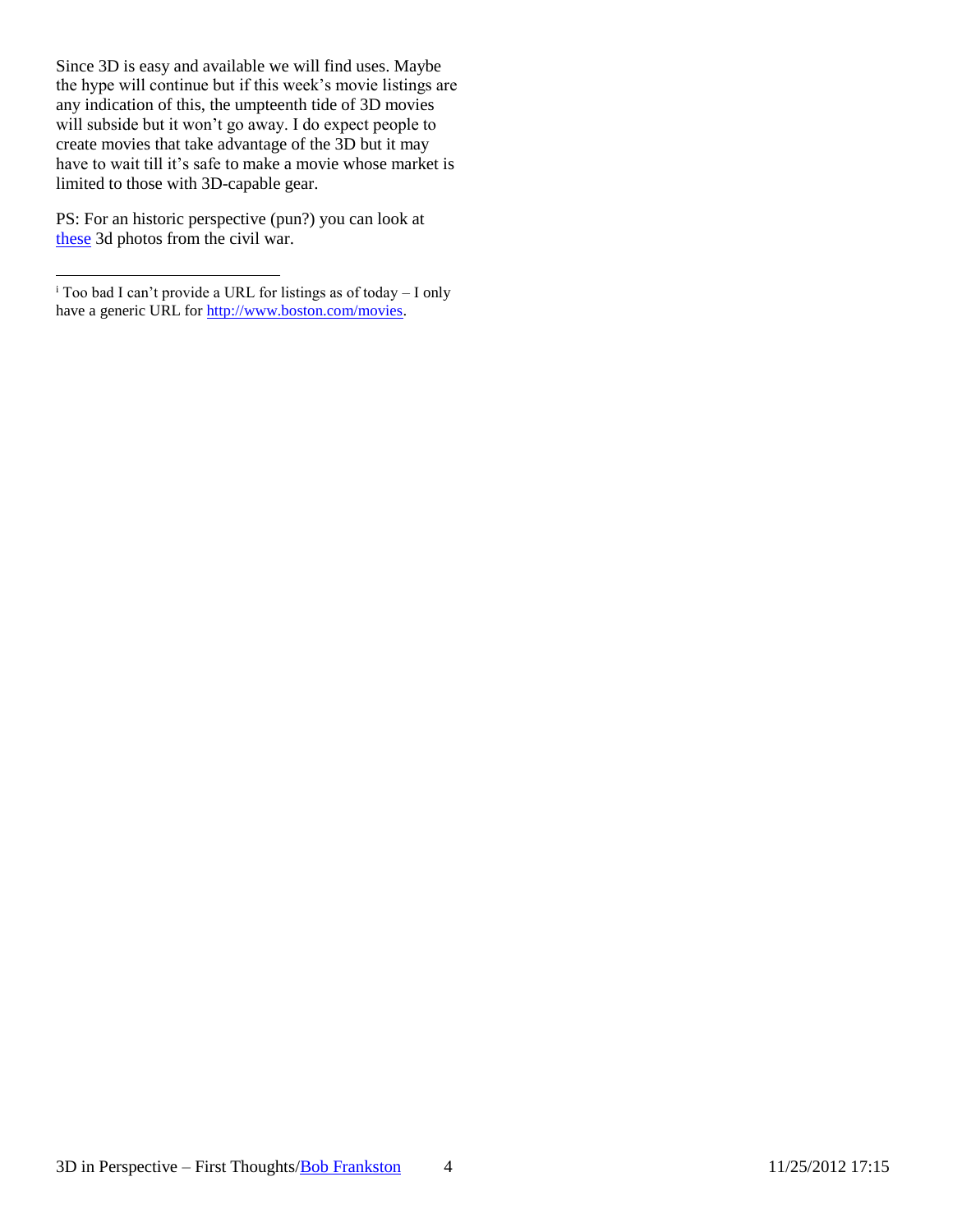Since 3D is easy and available we will find uses. Maybe the hype will continue but if this week's movie listings are any indication of this, the umpteenth tide of 3D movies will subside but it won't go away. I do expect people to create movies that take advantage of the 3D but it may have to wait till it's safe to make a movie whose market is limited to those with 3D-capable gear.

PS: For an historic perspective (pun?) you can look at [these](these) 3d photos from the civil war.

---

[i] Too bad I can't provide a URL for listings as of today – I only have a generic URL for [http://www.boston.com/movies](http://www.boston.com/movies).